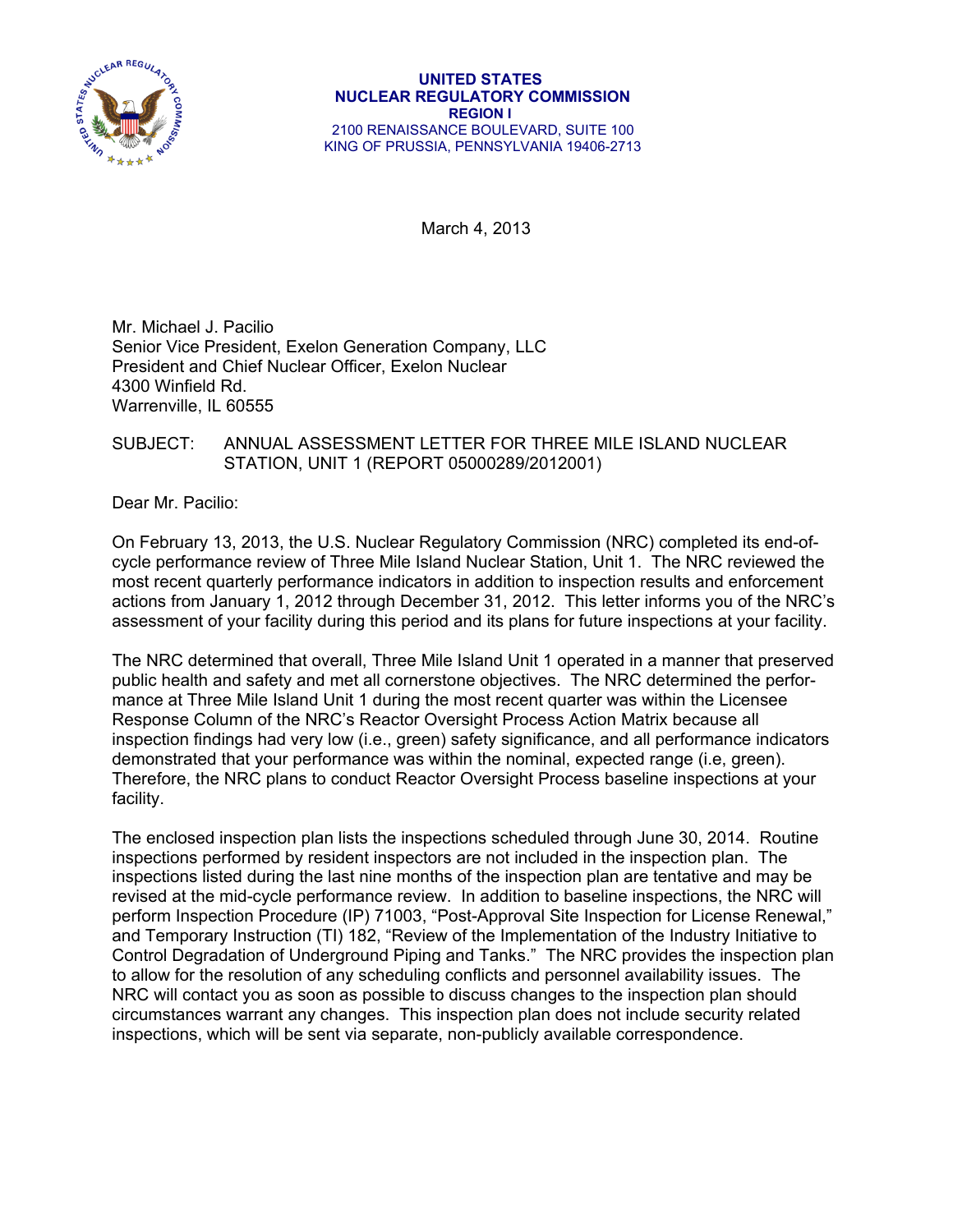**UNITED STATES**
**NUCLEAR REGULATORY COMMISSION**
**REGION I**
2100 RENAISSANCE BOULEVARD, SUITE 100
KING OF PRUSSIA, PENNSYLVANIA 19406-2713

March 4, 2013

Mr. Michael J. Pacilio
Senior Vice President, Exelon Generation Company, LLC
President and Chief Nuclear Officer, Exelon Nuclear
4300 Winfield Rd.
Warrenville, IL 60555

SUBJECT: ANNUAL ASSESSMENT LETTER FOR THREE MILE ISLAND NUCLEAR STATION, UNIT 1 (REPORT 05000289/2012001)

Dear Mr. Pacilio:

On February 13, 2013, the U.S. Nuclear Regulatory Commission (NRC) completed its end-of-cycle performance review of Three Mile Island Nuclear Station, Unit 1. The NRC reviewed the most recent quarterly performance indicators in addition to inspection results and enforcement actions from January 1, 2012 through December 31, 2012. This letter informs you of the NRC's assessment of your facility during this period and its plans for future inspections at your facility.

The NRC determined that overall, Three Mile Island Unit 1 operated in a manner that preserved public health and safety and met all cornerstone objectives. The NRC determined the performance at Three Mile Island Unit 1 during the most recent quarter was within the Licensee Response Column of the NRC's Reactor Oversight Process Action Matrix because all inspection findings had very low (i.e., green) safety significance, and all performance indicators demonstrated that your performance was within the nominal, expected range (i.e, green). Therefore, the NRC plans to conduct Reactor Oversight Process baseline inspections at your facility.

The enclosed inspection plan lists the inspections scheduled through June 30, 2014. Routine inspections performed by resident inspectors are not included in the inspection plan. The inspections listed during the last nine months of the inspection plan are tentative and may be revised at the mid-cycle performance review. In addition to baseline inspections, the NRC will perform Inspection Procedure (IP) 71003, "Post-Approval Site Inspection for License Renewal," and Temporary Instruction (TI) 182, "Review of the Implementation of the Industry Initiative to Control Degradation of Underground Piping and Tanks." The NRC provides the inspection plan to allow for the resolution of any scheduling conflicts and personnel availability issues. The NRC will contact you as soon as possible to discuss changes to the inspection plan should circumstances warrant any changes. This inspection plan does not include security related inspections, which will be sent via separate, non-publicly available correspondence.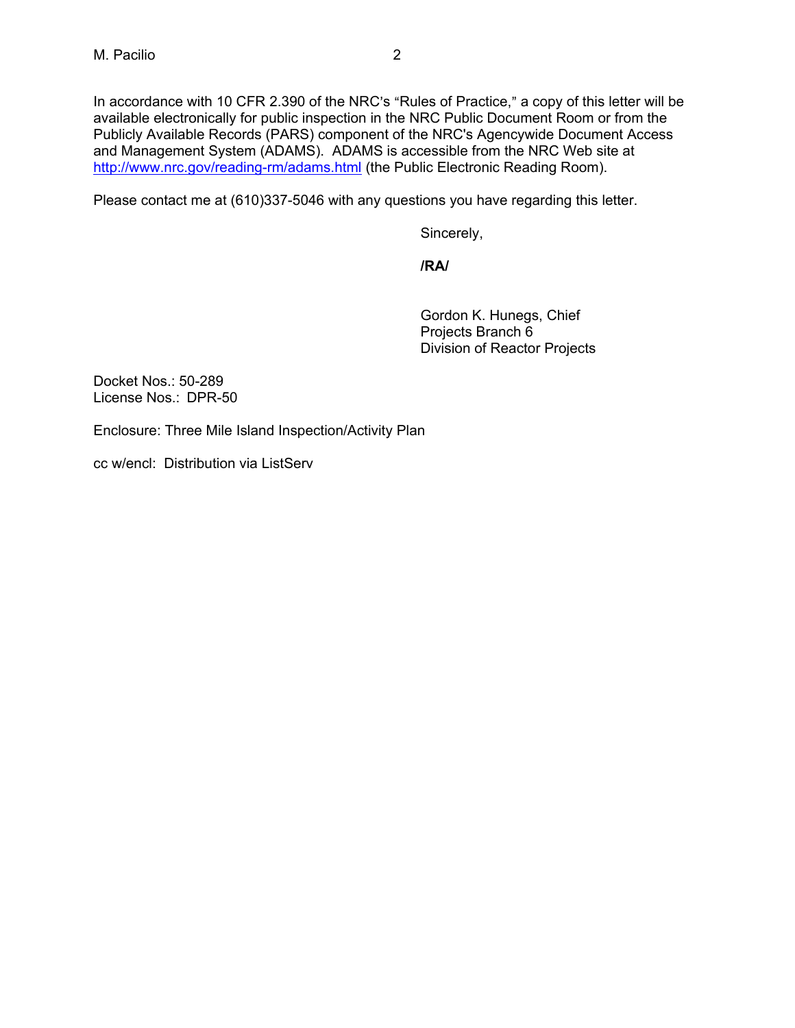In accordance with 10 CFR 2.390 of the NRC's "Rules of Practice," a copy of this letter will be available electronically for public inspection in the NRC Public Document Room or from the Publicly Available Records (PARS) component of the NRC's Agencywide Document Access and Management System (ADAMS). ADAMS is accessible from the NRC Web site at http://www.nrc.gov/reading-rm/adams.html (the Public Electronic Reading Room).

Please contact me at (610)337-5046 with any questions you have regarding this letter.

Sincerely,

**/RA/**

Gordon K. Hunegs, Chief
Projects Branch 6
Division of Reactor Projects

Docket Nos.: 50-289
License Nos.: DPR-50

Enclosure: Three Mile Island Inspection/Activity Plan

cc w/encl: Distribution via ListServ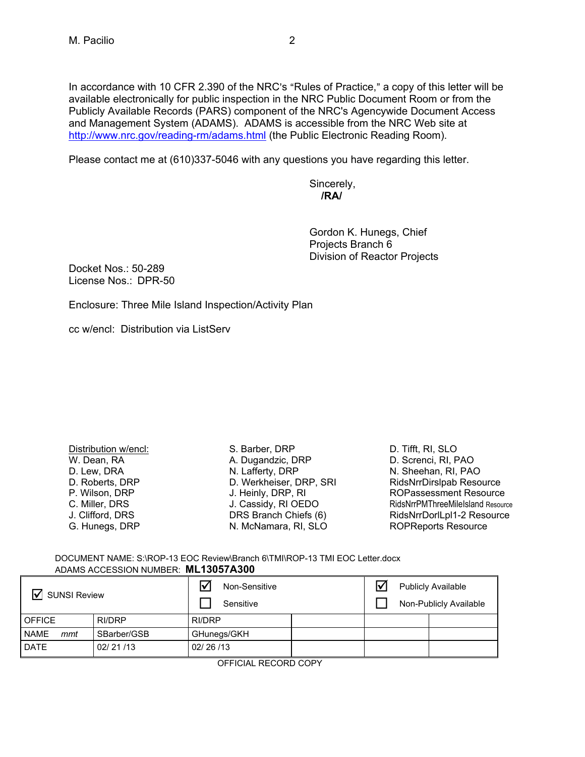In accordance with 10 CFR 2.390 of the NRC's "Rules of Practice," a copy of this letter will be available electronically for public inspection in the NRC Public Document Room or from the Publicly Available Records (PARS) component of the NRC's Agencywide Document Access and Management System (ADAMS). ADAMS is accessible from the NRC Web site at http://www.nrc.gov/reading-rm/adams.html (the Public Electronic Reading Room).

Please contact me at (610)337-5046 with any questions you have regarding this letter.

Sincerely,
**/RA/**

Gordon K. Hunegs, Chief
Projects Branch 6
Division of Reactor Projects

Docket Nos.: 50-289
License Nos.: DPR-50

Enclosure: Three Mile Island Inspection/Activity Plan

cc w/encl: Distribution via ListServ

Distribution w/encl:
W. Dean, RA
D. Lew, DRA
D. Roberts, DRP
P. Wilson, DRP
C. Miller, DRS
J. Clifford, DRS
G. Hunegs, DRP
S. Barber, DRP
A. Dugandzic, DRP
N. Lafferty, DRP
D. Werkheiser, DRP, SRI
J. Heinly, DRP, RI
J. Cassidy, RI OEDO
DRS Branch Chiefs (6)
N. McNamara, RI, SLO
D. Tifft, RI, SLO
D. Screnci, RI, PAO
N. Sheehan, RI, PAO
RidsNrrDirslpab Resource
ROPassessment Resource
RidsNrrPMThreeMileIsland Resource
RidsNrrDorlLpl1-2 Resource
ROPReports Resource

DOCUMENT NAME: S:\ROP-13 EOC Review\Branch 6\TMI\ROP-13 TMI EOC Letter.docx
ADAMS ACCESSION NUMBER: **ML13057A300**

| ☑ SUNSI Review | | ☑ Non-Sensitive ☐ Sensitive | | ☑ Publicly Available ☐ Non-Publicly Available | |
|---|---|---|---|---|---|
| OFFICE | RI/DRP | RI/DRP | | | |
| NAME *mmt* | SBarber/GSB | GHunegs/GKH | | | |
| DATE | 02/ 21 /13 | 02/ 26 /13 | | | |

OFFICIAL RECORD COPY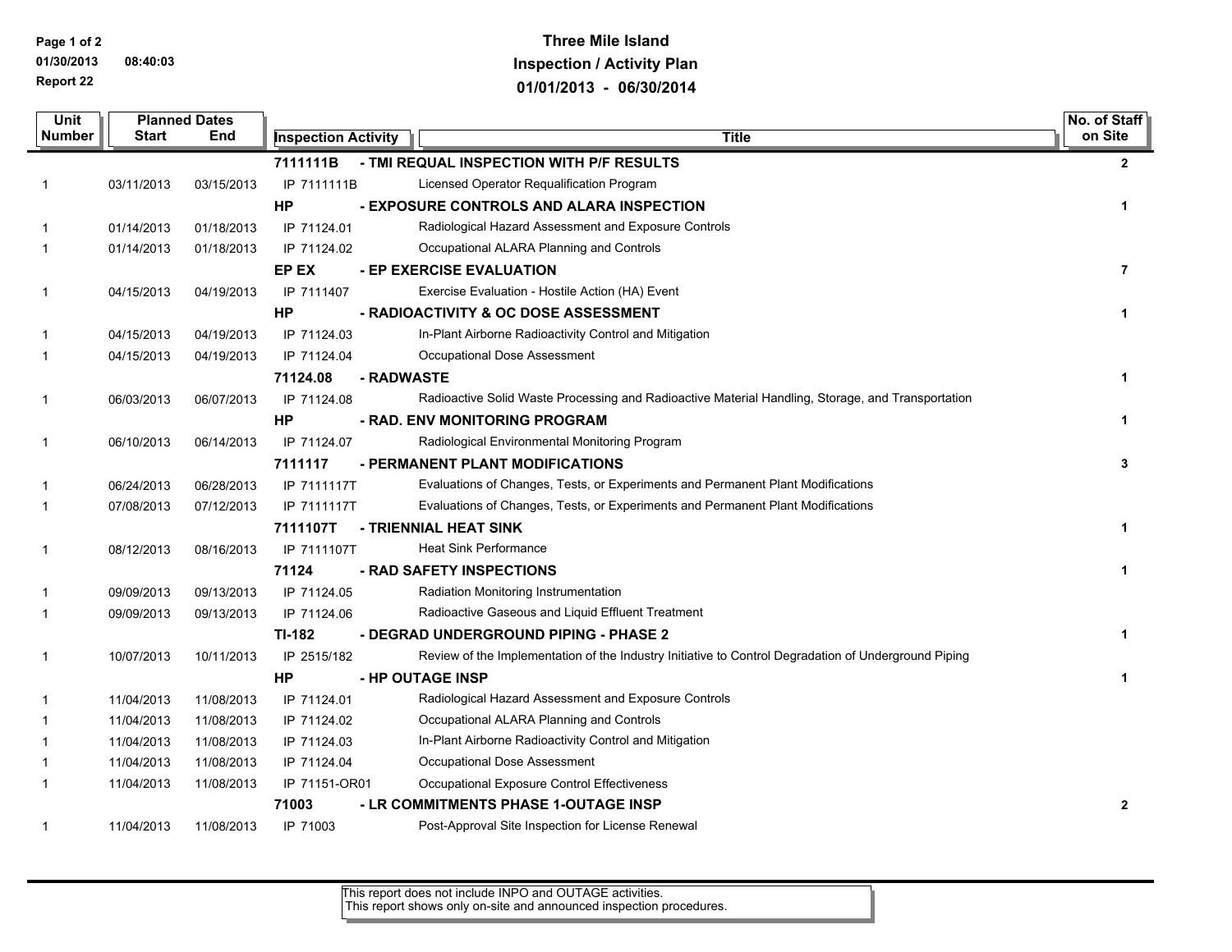# Three Mile Island
## Inspection / Activity Plan
## 01/01/2013 - 06/30/2014

Report 22

| Unit Number | Planned Dates Start | End | Inspection Activity | Title | No. of Staff on Site |
|---|---|---|---|---|---|
| | | | **7111111B** | **- TMI REQUAL INSPECTION WITH P/F RESULTS** | **2** |
| 1 | 03/11/2013 | 03/15/2013 | IP 7111111B | Licensed Operator Requalification Program | |
| | | | **HP** | **- EXPOSURE CONTROLS AND ALARA INSPECTION** | **1** |
| 1 | 01/14/2013 | 01/18/2013 | IP 71124.01 | Radiological Hazard Assessment and Exposure Controls | |
| 1 | 01/14/2013 | 01/18/2013 | IP 71124.02 | Occupational ALARA Planning and Controls | |
| | | | **EP EX** | **- EP EXERCISE EVALUATION** | **7** |
| 1 | 04/15/2013 | 04/19/2013 | IP 7111407 | Exercise Evaluation - Hostile Action (HA) Event | |
| | | | **HP** | **- RADIOACTIVITY & OC DOSE ASSESSMENT** | **1** |
| 1 | 04/15/2013 | 04/19/2013 | IP 71124.03 | In-Plant Airborne Radioactivity Control and Mitigation | |
| 1 | 04/15/2013 | 04/19/2013 | IP 71124.04 | Occupational Dose Assessment | |
| | | | **71124.08** | **- RADWASTE** | **1** |
| 1 | 06/03/2013 | 06/07/2013 | IP 71124.08 | Radioactive Solid Waste Processing and Radioactive Material Handling, Storage, and Transportation | |
| | | | **HP** | **- RAD. ENV MONITORING PROGRAM** | **1** |
| 1 | 06/10/2013 | 06/14/2013 | IP 71124.07 | Radiological Environmental Monitoring Program | |
| | | | **7111117** | **- PERMANENT PLANT MODIFICATIONS** | **3** |
| 1 | 06/24/2013 | 06/28/2013 | IP 7111117T | Evaluations of Changes, Tests, or Experiments and Permanent Plant Modifications | |
| 1 | 07/08/2013 | 07/12/2013 | IP 7111117T | Evaluations of Changes, Tests, or Experiments and Permanent Plant Modifications | |
| | | | **7111107T** | **- TRIENNIAL HEAT SINK** | **1** |
| 1 | 08/12/2013 | 08/16/2013 | IP 7111107T | Heat Sink Performance | |
| | | | **71124** | **- RAD SAFETY INSPECTIONS** | **1** |
| 1 | 09/09/2013 | 09/13/2013 | IP 71124.05 | Radiation Monitoring Instrumentation | |
| 1 | 09/09/2013 | 09/13/2013 | IP 71124.06 | Radioactive Gaseous and Liquid Effluent Treatment | |
| | | | **TI-182** | **- DEGRAD UNDERGROUND PIPING - PHASE 2** | **1** |
| 1 | 10/07/2013 | 10/11/2013 | IP 2515/182 | Review of the Implementation of the Industry Initiative to Control Degradation of Underground Piping | |
| | | | **HP** | **- HP OUTAGE INSP** | **1** |
| 1 | 11/04/2013 | 11/08/2013 | IP 71124.01 | Radiological Hazard Assessment and Exposure Controls | |
| 1 | 11/04/2013 | 11/08/2013 | IP 71124.02 | Occupational ALARA Planning and Controls | |
| 1 | 11/04/2013 | 11/08/2013 | IP 71124.03 | In-Plant Airborne Radioactivity Control and Mitigation | |
| 1 | 11/04/2013 | 11/08/2013 | IP 71124.04 | Occupational Dose Assessment | |
| 1 | 11/04/2013 | 11/08/2013 | IP 71151-OR01 | Occupational Exposure Control Effectiveness | |
| | | | **71003** | **- LR COMMITMENTS PHASE 1-OUTAGE INSP** | **2** |
| 1 | 11/04/2013 | 11/08/2013 | IP 71003 | Post-Approval Site Inspection for License Renewal | |

This report does not include INPO and OUTAGE activities.
This report shows only on-site and announced inspection procedures.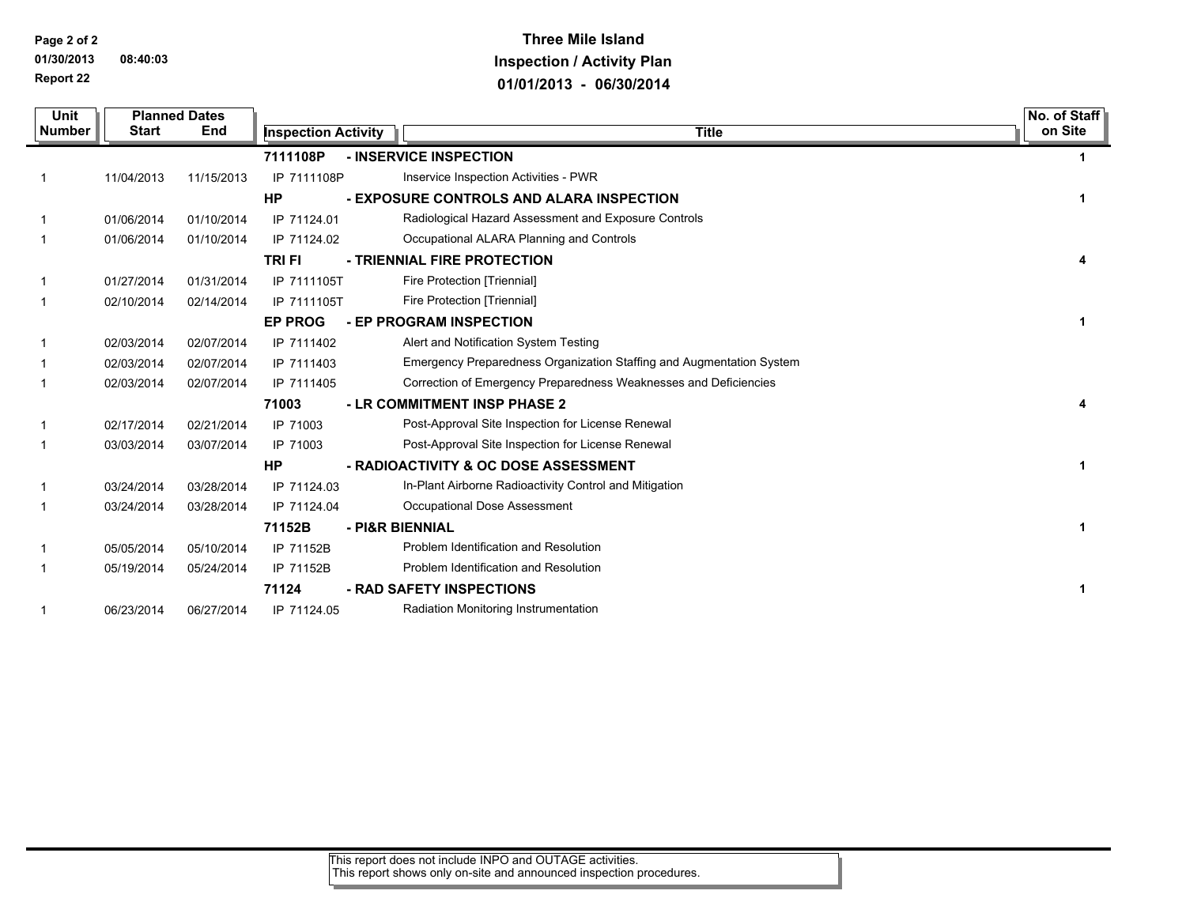# Three Mile Island
## Inspection / Activity Plan
## 01/01/2013 - 06/30/2014

| Unit Number | Planned Dates Start | End | Inspection Activity | Title | No. of Staff on Site |
|---|---|---|---|---|---|
| | | | **7111108P** | **- INSERVICE INSPECTION** | **1** |
| 1 | 11/04/2013 | 11/15/2013 | IP 7111108P | Inservice Inspection Activities - PWR | |
| | | | **HP** | **- EXPOSURE CONTROLS AND ALARA INSPECTION** | **1** |
| 1 | 01/06/2014 | 01/10/2014 | IP 71124.01 | Radiological Hazard Assessment and Exposure Controls | |
| 1 | 01/06/2014 | 01/10/2014 | IP 71124.02 | Occupational ALARA Planning and Controls | |
| | | | **TRI FI** | **- TRIENNIAL FIRE PROTECTION** | **4** |
| 1 | 01/27/2014 | 01/31/2014 | IP 7111105T | Fire Protection [Triennial] | |
| 1 | 02/10/2014 | 02/14/2014 | IP 7111105T | Fire Protection [Triennial] | |
| | | | **EP PROG** | **- EP PROGRAM INSPECTION** | **1** |
| 1 | 02/03/2014 | 02/07/2014 | IP 7111402 | Alert and Notification System Testing | |
| 1 | 02/03/2014 | 02/07/2014 | IP 7111403 | Emergency Preparedness Organization Staffing and Augmentation System | |
| 1 | 02/03/2014 | 02/07/2014 | IP 7111405 | Correction of Emergency Preparedness Weaknesses and Deficiencies | |
| | | | **71003** | **- LR COMMITMENT INSP PHASE 2** | **4** |
| 1 | 02/17/2014 | 02/21/2014 | IP 71003 | Post-Approval Site Inspection for License Renewal | |
| 1 | 03/03/2014 | 03/07/2014 | IP 71003 | Post-Approval Site Inspection for License Renewal | |
| | | | **HP** | **- RADIOACTIVITY & OC DOSE ASSESSMENT** | **1** |
| 1 | 03/24/2014 | 03/28/2014 | IP 71124.03 | In-Plant Airborne Radioactivity Control and Mitigation | |
| 1 | 03/24/2014 | 03/28/2014 | IP 71124.04 | Occupational Dose Assessment | |
| | | | **71152B** | **- PI&R BIENNIAL** | **1** |
| 1 | 05/05/2014 | 05/10/2014 | IP 71152B | Problem Identification and Resolution | |
| 1 | 05/19/2014 | 05/24/2014 | IP 71152B | Problem Identification and Resolution | |
| | | | **71124** | **- RAD SAFETY INSPECTIONS** | **1** |
| 1 | 06/23/2014 | 06/27/2014 | IP 71124.05 | Radiation Monitoring Instrumentation | |

This report does not include INPO and OUTAGE activities.
This report shows only on-site and announced inspection procedures.